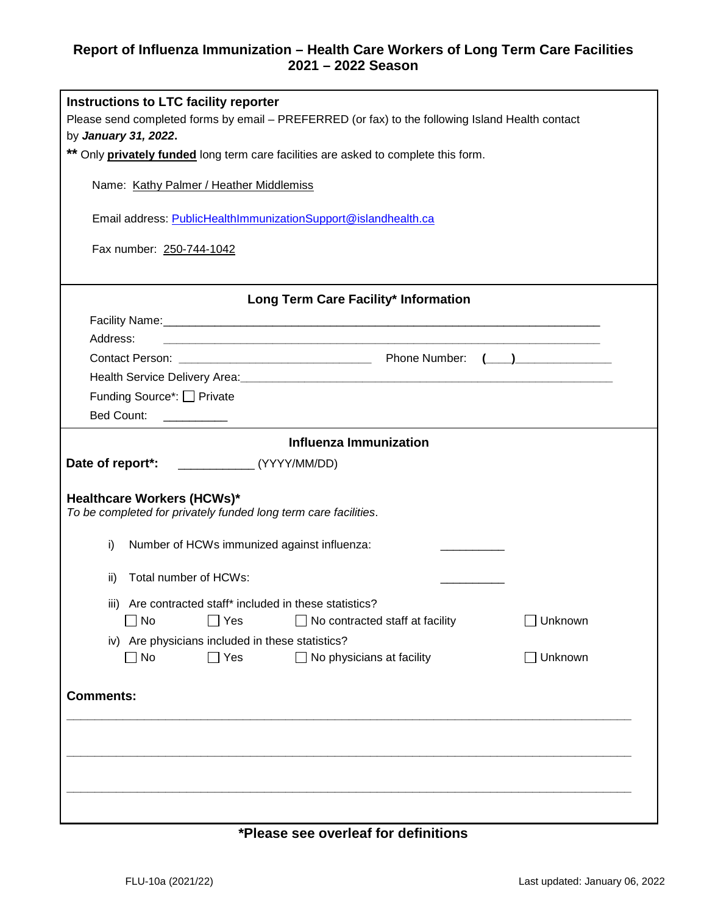# Report of Influenza Immunization – Health Care Workers of Long Term Care Facilities 2021 – 2022 Season

**Instructions to LTC facility reporter**

Please send completed forms by email – PREFERRED (or fax) to the following Island Health contact by ***January 31, 2022***.

**\*\*** Only **privately funded** long term care facilities are asked to complete this form.

Name: Kathy Palmer / Heather Middlemiss

Email address: PublicHealthImmunizationSupport@islandhealth.ca

Fax number: 250-744-1042

## Long Term Care Facility* Information

Facility Name: ____________________________________________

Address: ____________________________________________

Contact Person: ______________________ Phone Number: (___)____________

Health Service Delivery Area: ____________________________________________

Funding Source*: ☐ Private

Bed Count: __________

## Influenza Immunization

**Date of report*:** ___________ (YYYY/MM/DD)

**Healthcare Workers (HCWs)***

*To be completed for privately funded long term care facilities.*

i) Number of HCWs immunized against influenza: __________

ii) Total number of HCWs: __________

iii) Are contracted staff* included in these statistics?

☐ No ☐ Yes ☐ No contracted staff at facility ☐ Unknown

iv) Are physicians included in these statistics?

☐ No ☐ Yes ☐ No physicians at facility ☐ Unknown

**Comments:**

________________________________________________________________________

________________________________________________________________________

________________________________________________________________________

**\*Please see overleaf for definitions**

FLU-10a (2021/22) Last updated: January 06, 2022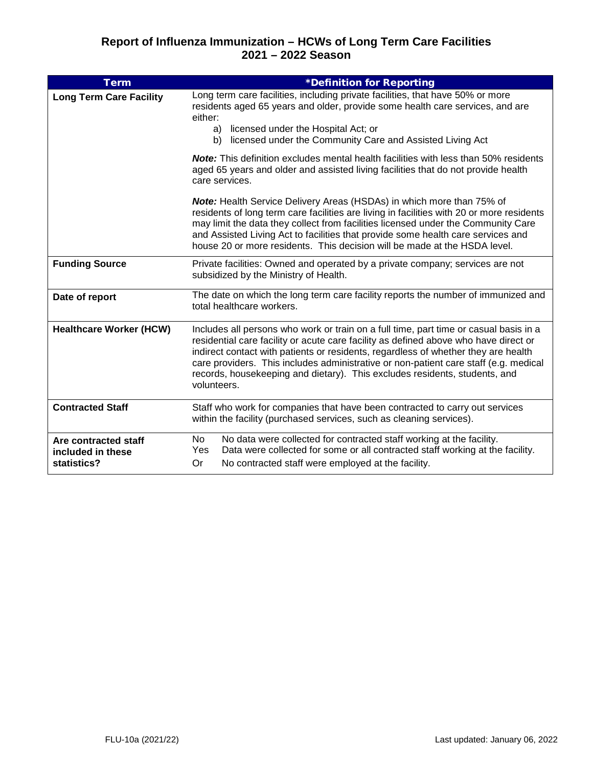# Report of Influenza Immunization – HCWs of Long Term Care Facilities 2021 – 2022 Season

| Term | *Definition for Reporting |
| --- | --- |
| **Long Term Care Facility** | Long term care facilities, including private facilities, that have 50% or more residents aged 65 years and older, provide some health care services, and are either:<br>a) licensed under the Hospital Act; or<br>b) licensed under the Community Care and Assisted Living Act<br><br>***Note:*** This definition excludes mental health facilities with less than 50% residents aged 65 years and older and assisted living facilities that do not provide health care services.<br><br>***Note:*** Health Service Delivery Areas (HSDAs) in which more than 75% of residents of long term care facilities are living in facilities with 20 or more residents may limit the data they collect from facilities licensed under the Community Care and Assisted Living Act to facilities that provide some health care services and house 20 or more residents. This decision will be made at the HSDA level. |
| **Funding Source** | Private facilities: Owned and operated by a private company; services are not subsidized by the Ministry of Health. |
| **Date of report** | The date on which the long term care facility reports the number of immunized and total healthcare workers. |
| **Healthcare Worker (HCW)** | Includes all persons who work or train on a full time, part time or casual basis in a residential care facility or acute care facility as defined above who have direct or indirect contact with patients or residents, regardless of whether they are health care providers. This includes administrative or non-patient care staff (e.g. medical records, housekeeping and dietary). This excludes residents, students, and volunteers. |
| **Contracted Staff** | Staff who work for companies that have been contracted to carry out services within the facility (purchased services, such as cleaning services). |
| **Are contracted staff included in these statistics?** | No — No data were collected for contracted staff working at the facility.<br>Yes — Data were collected for some or all contracted staff working at the facility.<br>Or — No contracted staff were employed at the facility. |

FLU-10a (2021/22) Last updated: January 06, 2022